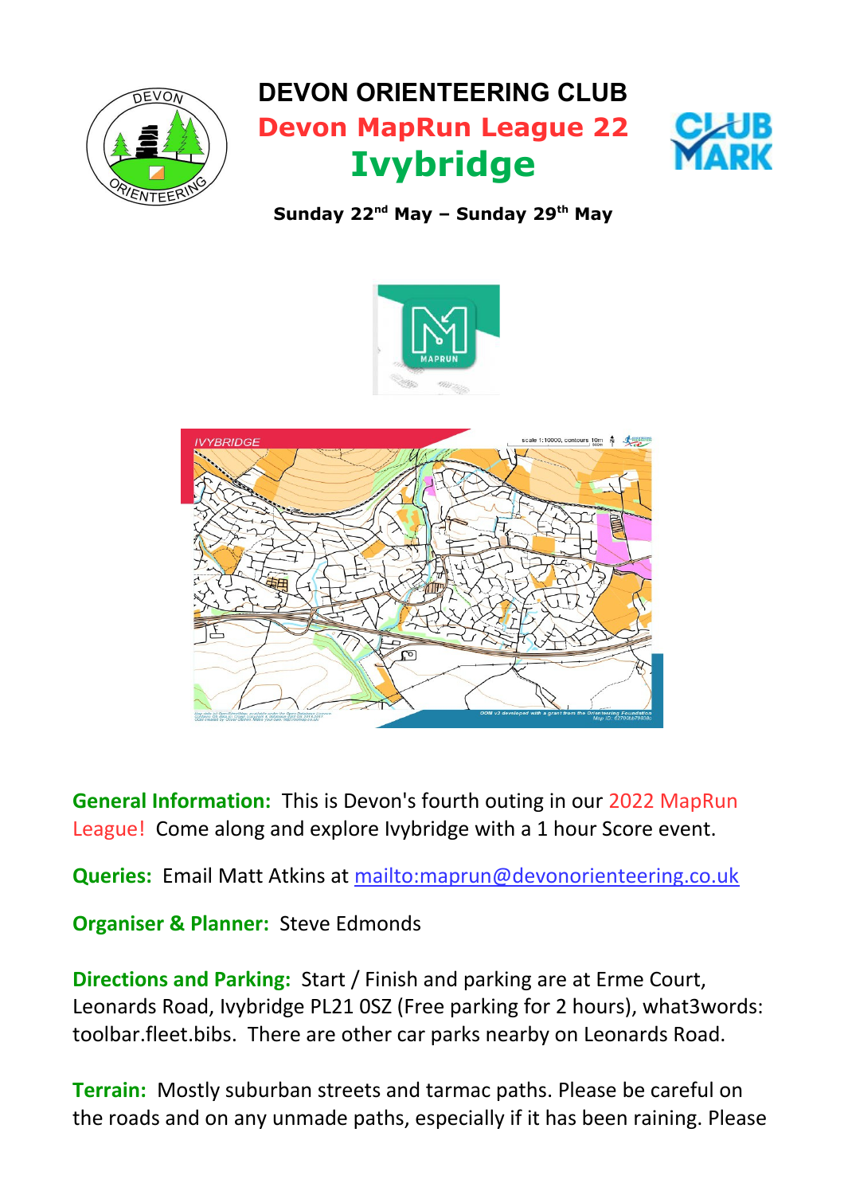# DEVON ORIENTEERING CLUB

## Devon MapRun League 22

## Ivybridge

**Sunday 22nd May – Sunday 29th May**

**General Information:** This is Devon's fourth outing in our 2022 MapRun League! Come along and explore Ivybridge with a 1 hour Score event.

**Queries:** Email Matt Atkins at mailto:maprun@devonorienteering.co.uk

**Organiser & Planner:** Steve Edmonds

**Directions and Parking:** Start / Finish and parking are at Erme Court, Leonards Road, Ivybridge PL21 0SZ (Free parking for 2 hours), what3words: toolbar.fleet.bibs. There are other car parks nearby on Leonards Road.

**Terrain:** Mostly suburban streets and tarmac paths. Please be careful on the roads and on any unmade paths, especially if it has been raining. Please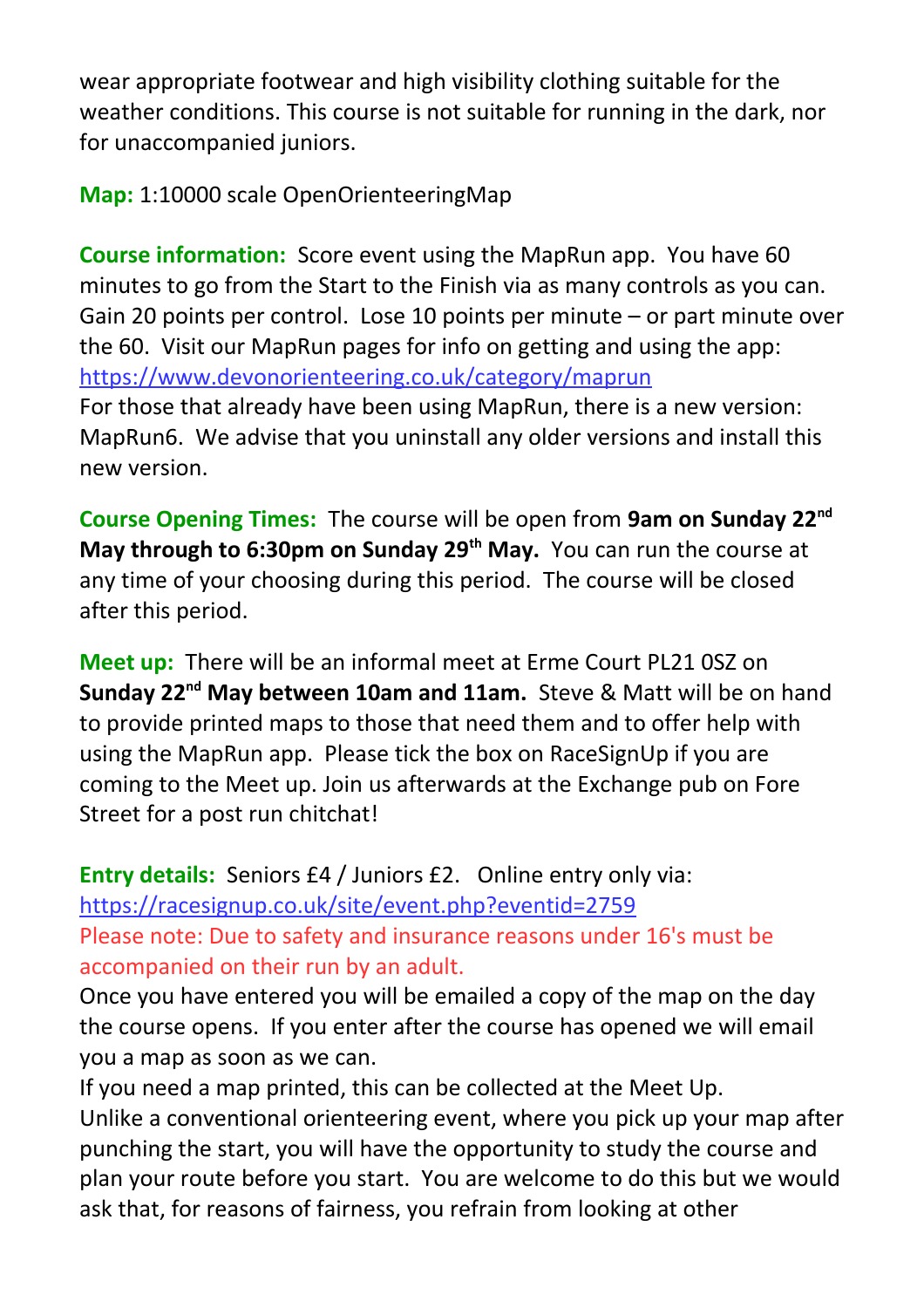wear appropriate footwear and high visibility clothing suitable for the weather conditions. This course is not suitable for running in the dark, nor for unaccompanied juniors.

**Map:** 1:10000 scale OpenOrienteeringMap

**Course information:** Score event using the MapRun app. You have 60 minutes to go from the Start to the Finish via as many controls as you can. Gain 20 points per control. Lose 10 points per minute – or part minute over the 60. Visit our MapRun pages for info on getting and using the app: https://www.devonorienteering.co.uk/category/maprun
For those that already have been using MapRun, there is a new version: MapRun6. We advise that you uninstall any older versions and install this new version.

**Course Opening Times:** The course will be open from **9am on Sunday 22nd May through to 6:30pm on Sunday 29th May.** You can run the course at any time of your choosing during this period. The course will be closed after this period.

**Meet up:** There will be an informal meet at Erme Court PL21 0SZ on **Sunday 22nd May between 10am and 11am.** Steve & Matt will be on hand to provide printed maps to those that need them and to offer help with using the MapRun app. Please tick the box on RaceSignUp if you are coming to the Meet up. Join us afterwards at the Exchange pub on Fore Street for a post run chitchat!

**Entry details:** Seniors £4 / Juniors £2. Online entry only via: https://racesignup.co.uk/site/event.php?eventid=2759
Please note: Due to safety and insurance reasons under 16's must be accompanied on their run by an adult.
Once you have entered you will be emailed a copy of the map on the day the course opens. If you enter after the course has opened we will email you a map as soon as we can.
If you need a map printed, this can be collected at the Meet Up.
Unlike a conventional orienteering event, where you pick up your map after punching the start, you will have the opportunity to study the course and plan your route before you start. You are welcome to do this but we would ask that, for reasons of fairness, you refrain from looking at other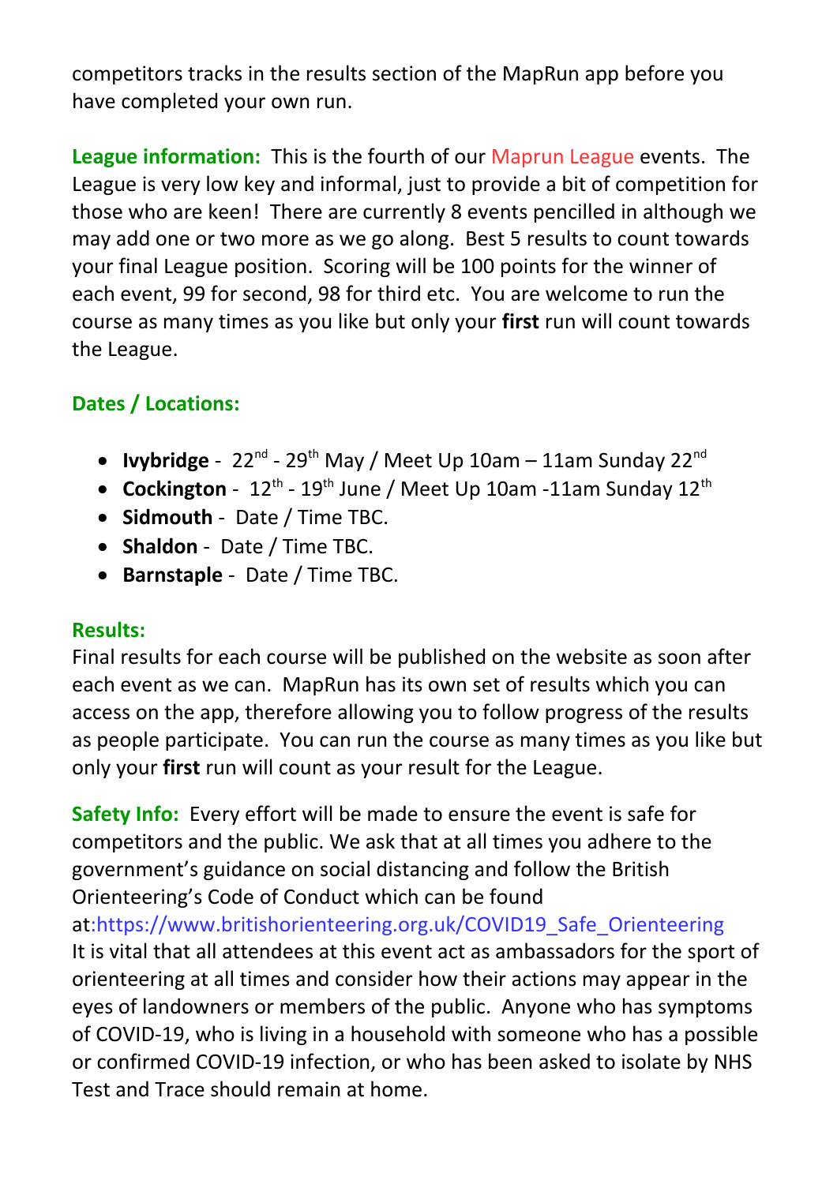competitors tracks in the results section of the MapRun app before you have completed your own run.

**League information:** This is the fourth of our Maprun League events. The League is very low key and informal, just to provide a bit of competition for those who are keen! There are currently 8 events pencilled in although we may add one or two more as we go along. Best 5 results to count towards your final League position. Scoring will be 100 points for the winner of each event, 99 for second, 98 for third etc. You are welcome to run the course as many times as you like but only your **first** run will count towards the League.

**Dates / Locations:**

- **Ivybridge** - 22nd - 29th May / Meet Up 10am – 11am Sunday 22nd
- **Cockington** - 12th - 19th June / Meet Up 10am -11am Sunday 12th
- **Sidmouth** - Date / Time TBC.
- **Shaldon** - Date / Time TBC.
- **Barnstaple** - Date / Time TBC.

**Results:**

Final results for each course will be published on the website as soon after each event as we can. MapRun has its own set of results which you can access on the app, therefore allowing you to follow progress of the results as people participate. You can run the course as many times as you like but only your **first** run will count as your result for the League.

**Safety Info:** Every effort will be made to ensure the event is safe for competitors and the public. We ask that at all times you adhere to the government's guidance on social distancing and follow the British Orienteering's Code of Conduct which can be found at:https://www.britishorienteering.org.uk/COVID19_Safe_Orienteering

It is vital that all attendees at this event act as ambassadors for the sport of orienteering at all times and consider how their actions may appear in the eyes of landowners or members of the public. Anyone who has symptoms of COVID-19, who is living in a household with someone who has a possible or confirmed COVID-19 infection, or who has been asked to isolate by NHS Test and Trace should remain at home.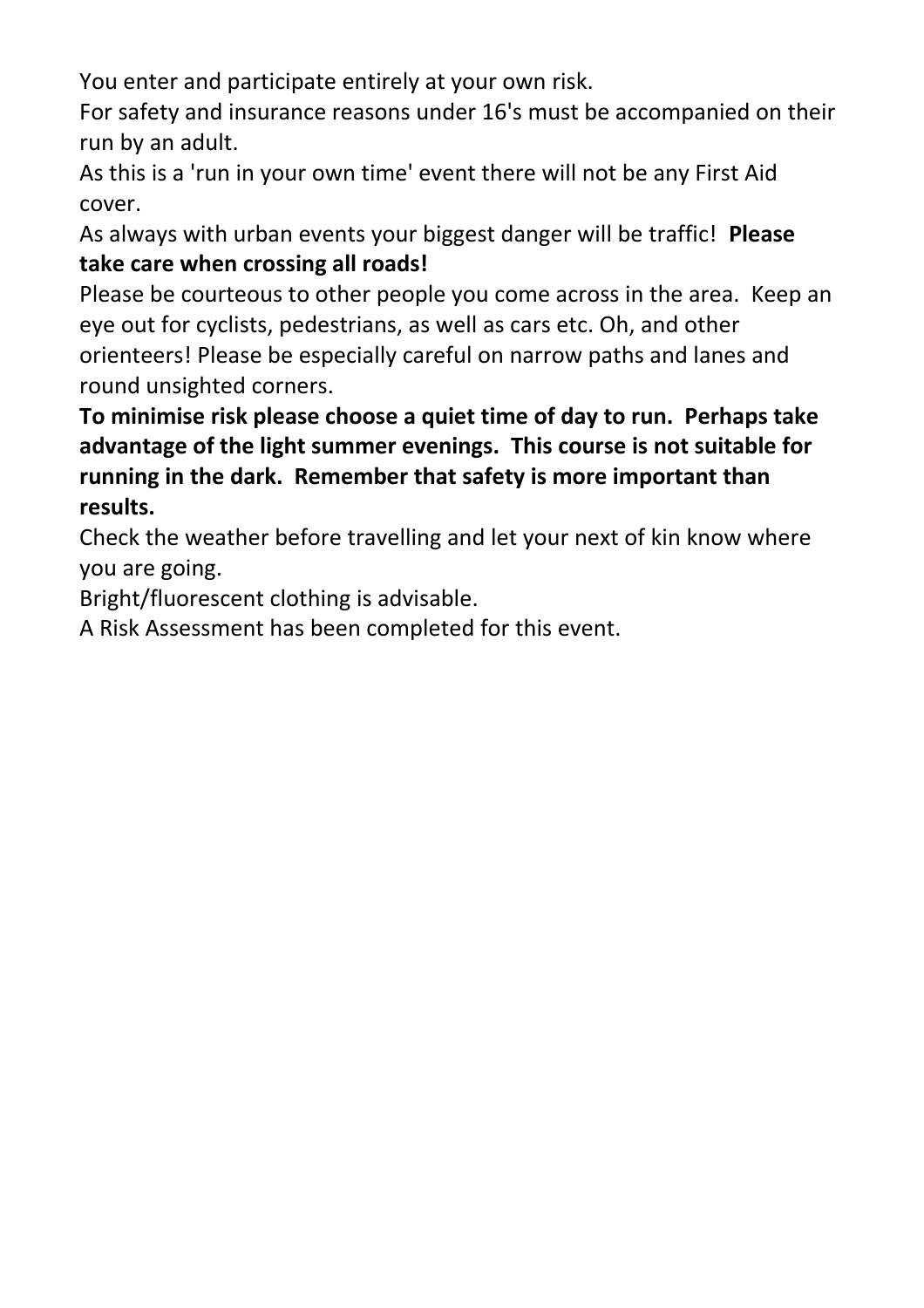You enter and participate entirely at your own risk.

For safety and insurance reasons under 16's must be accompanied on their run by an adult.

As this is a 'run in your own time' event there will not be any First Aid cover.

As always with urban events your biggest danger will be traffic! **Please take care when crossing all roads!**

Please be courteous to other people you come across in the area. Keep an eye out for cyclists, pedestrians, as well as cars etc. Oh, and other orienteers! Please be especially careful on narrow paths and lanes and round unsighted corners.

**To minimise risk please choose a quiet time of day to run. Perhaps take advantage of the light summer evenings. This course is not suitable for running in the dark. Remember that safety is more important than results.**

Check the weather before travelling and let your next of kin know where you are going.

Bright/fluorescent clothing is advisable.

A Risk Assessment has been completed for this event.